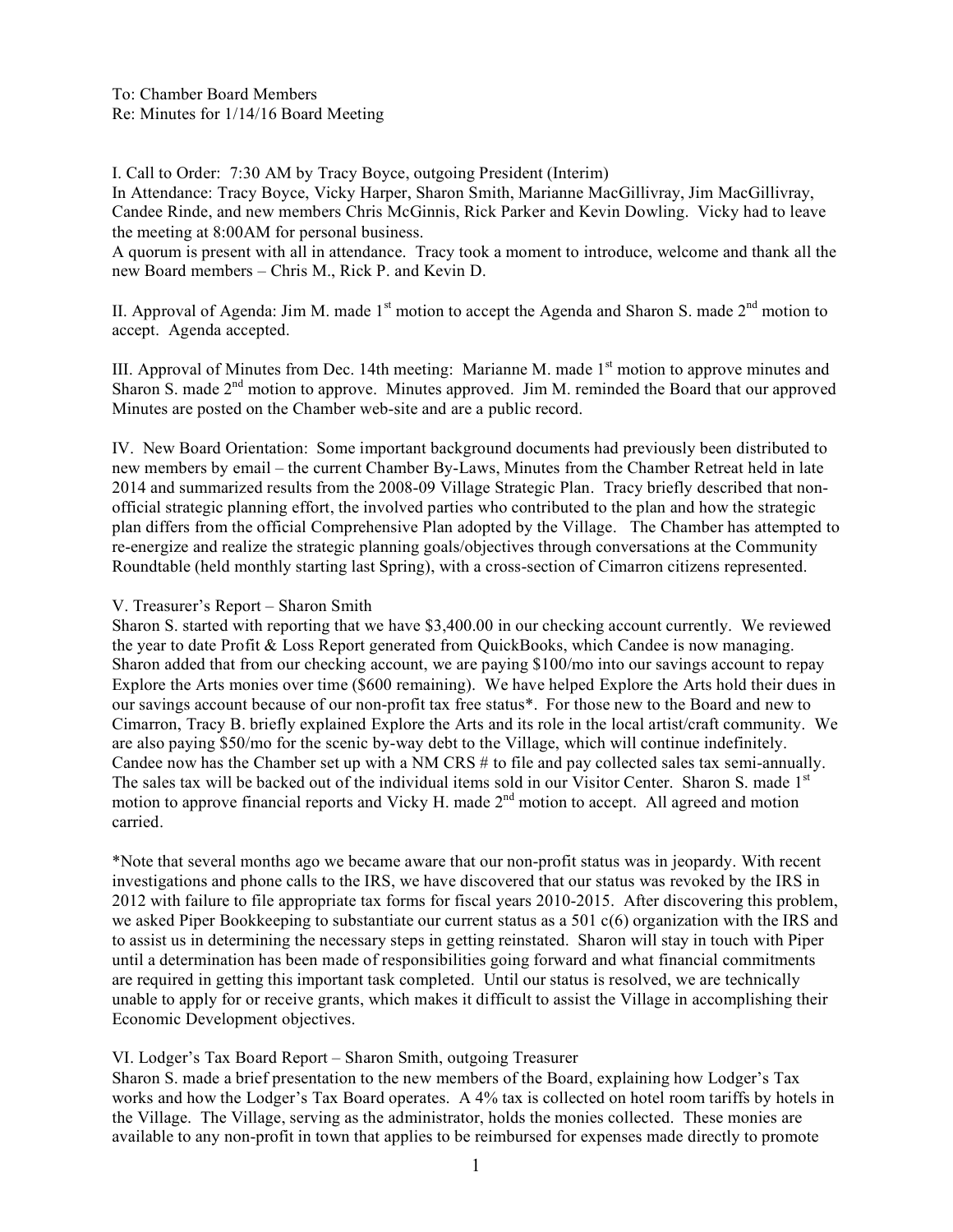To: Chamber Board Members
Re: Minutes for 1/14/16 Board Meeting

I. Call to Order: 7:30 AM by Tracy Boyce, outgoing President (Interim)
In Attendance: Tracy Boyce, Vicky Harper, Sharon Smith, Marianne MacGillivray, Jim MacGillivray, Candee Rinde, and new members Chris McGinnis, Rick Parker and Kevin Dowling. Vicky had to leave the meeting at 8:00AM for personal business.
A quorum is present with all in attendance. Tracy took a moment to introduce, welcome and thank all the new Board members – Chris M., Rick P. and Kevin D.

II. Approval of Agenda: Jim M. made 1st motion to accept the Agenda and Sharon S. made 2nd motion to accept. Agenda accepted.

III. Approval of Minutes from Dec. 14th meeting: Marianne M. made 1st motion to approve minutes and Sharon S. made 2nd motion to approve. Minutes approved. Jim M. reminded the Board that our approved Minutes are posted on the Chamber web-site and are a public record.

IV. New Board Orientation: Some important background documents had previously been distributed to new members by email – the current Chamber By-Laws, Minutes from the Chamber Retreat held in late 2014 and summarized results from the 2008-09 Village Strategic Plan. Tracy briefly described that non-official strategic planning effort, the involved parties who contributed to the plan and how the strategic plan differs from the official Comprehensive Plan adopted by the Village. The Chamber has attempted to re-energize and realize the strategic planning goals/objectives through conversations at the Community Roundtable (held monthly starting last Spring), with a cross-section of Cimarron citizens represented.

V. Treasurer's Report – Sharon Smith
Sharon S. started with reporting that we have $3,400.00 in our checking account currently. We reviewed the year to date Profit & Loss Report generated from QuickBooks, which Candee is now managing. Sharon added that from our checking account, we are paying $100/mo into our savings account to repay Explore the Arts monies over time ($600 remaining). We have helped Explore the Arts hold their dues in our savings account because of our non-profit tax free status*. For those new to the Board and new to Cimarron, Tracy B. briefly explained Explore the Arts and its role in the local artist/craft community. We are also paying $50/mo for the scenic by-way debt to the Village, which will continue indefinitely. Candee now has the Chamber set up with a NM CRS # to file and pay collected sales tax semi-annually. The sales tax will be backed out of the individual items sold in our Visitor Center. Sharon S. made 1st motion to approve financial reports and Vicky H. made 2nd motion to accept. All agreed and motion carried.

*Note that several months ago we became aware that our non-profit status was in jeopardy. With recent investigations and phone calls to the IRS, we have discovered that our status was revoked by the IRS in 2012 with failure to file appropriate tax forms for fiscal years 2010-2015. After discovering this problem, we asked Piper Bookkeeping to substantiate our current status as a 501 c(6) organization with the IRS and to assist us in determining the necessary steps in getting reinstated. Sharon will stay in touch with Piper until a determination has been made of responsibilities going forward and what financial commitments are required in getting this important task completed. Until our status is resolved, we are technically unable to apply for or receive grants, which makes it difficult to assist the Village in accomplishing their Economic Development objectives.

VI. Lodger's Tax Board Report – Sharon Smith, outgoing Treasurer
Sharon S. made a brief presentation to the new members of the Board, explaining how Lodger's Tax works and how the Lodger's Tax Board operates. A 4% tax is collected on hotel room tariffs by hotels in the Village. The Village, serving as the administrator, holds the monies collected. These monies are available to any non-profit in town that applies to be reimbursed for expenses made directly to promote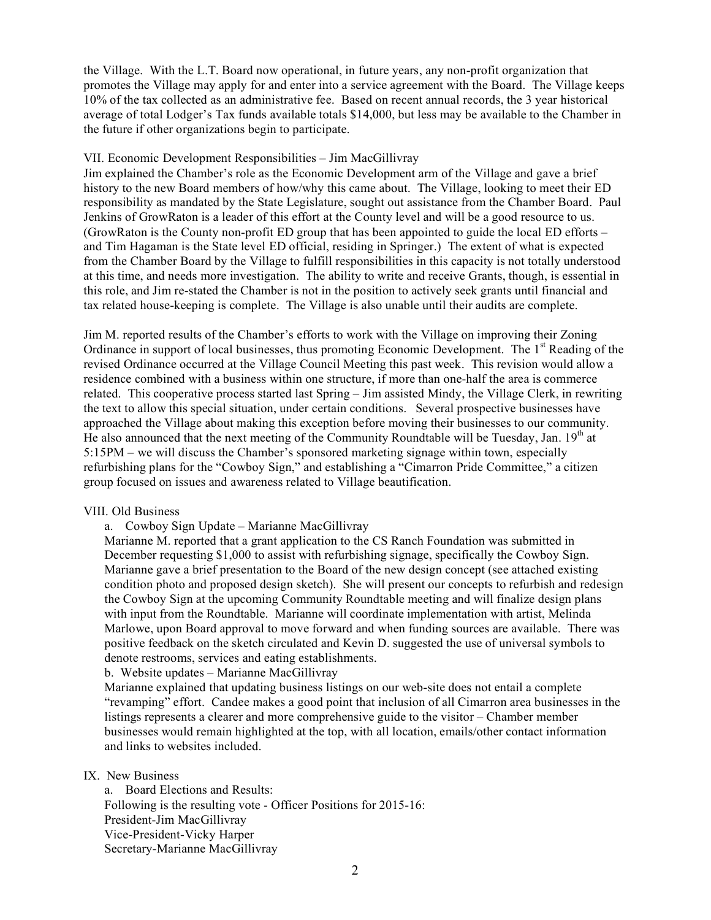the Village. With the L.T. Board now operational, in future years, any non-profit organization that promotes the Village may apply for and enter into a service agreement with the Board. The Village keeps 10% of the tax collected as an administrative fee. Based on recent annual records, the 3 year historical average of total Lodger's Tax funds available totals $14,000, but less may be available to the Chamber in the future if other organizations begin to participate.

VII. Economic Development Responsibilities – Jim MacGillivray

Jim explained the Chamber's role as the Economic Development arm of the Village and gave a brief history to the new Board members of how/why this came about. The Village, looking to meet their ED responsibility as mandated by the State Legislature, sought out assistance from the Chamber Board. Paul Jenkins of GrowRaton is a leader of this effort at the County level and will be a good resource to us. (GrowRaton is the County non-profit ED group that has been appointed to guide the local ED efforts – and Tim Hagaman is the State level ED official, residing in Springer.) The extent of what is expected from the Chamber Board by the Village to fulfill responsibilities in this capacity is not totally understood at this time, and needs more investigation. The ability to write and receive Grants, though, is essential in this role, and Jim re-stated the Chamber is not in the position to actively seek grants until financial and tax related house-keeping is complete. The Village is also unable until their audits are complete.

Jim M. reported results of the Chamber's efforts to work with the Village on improving their Zoning Ordinance in support of local businesses, thus promoting Economic Development. The 1st Reading of the revised Ordinance occurred at the Village Council Meeting this past week. This revision would allow a residence combined with a business within one structure, if more than one-half the area is commerce related. This cooperative process started last Spring – Jim assisted Mindy, the Village Clerk, in rewriting the text to allow this special situation, under certain conditions. Several prospective businesses have approached the Village about making this exception before moving their businesses to our community. He also announced that the next meeting of the Community Roundtable will be Tuesday, Jan. 19th at 5:15PM – we will discuss the Chamber's sponsored marketing signage within town, especially refurbishing plans for the "Cowboy Sign," and establishing a "Cimarron Pride Committee," a citizen group focused on issues and awareness related to Village beautification.

VIII. Old Business

a. Cowboy Sign Update – Marianne MacGillivray

Marianne M. reported that a grant application to the CS Ranch Foundation was submitted in December requesting $1,000 to assist with refurbishing signage, specifically the Cowboy Sign. Marianne gave a brief presentation to the Board of the new design concept (see attached existing condition photo and proposed design sketch). She will present our concepts to refurbish and redesign the Cowboy Sign at the upcoming Community Roundtable meeting and will finalize design plans with input from the Roundtable. Marianne will coordinate implementation with artist, Melinda Marlowe, upon Board approval to move forward and when funding sources are available. There was positive feedback on the sketch circulated and Kevin D. suggested the use of universal symbols to denote restrooms, services and eating establishments.

b. Website updates – Marianne MacGillivray

Marianne explained that updating business listings on our web-site does not entail a complete "revamping" effort. Candee makes a good point that inclusion of all Cimarron area businesses in the listings represents a clearer and more comprehensive guide to the visitor – Chamber member businesses would remain highlighted at the top, with all location, emails/other contact information and links to websites included.

IX. New Business

a. Board Elections and Results:

Following is the resulting vote - Officer Positions for 2015-16:
President-Jim MacGillivray
Vice-President-Vicky Harper
Secretary-Marianne MacGillivray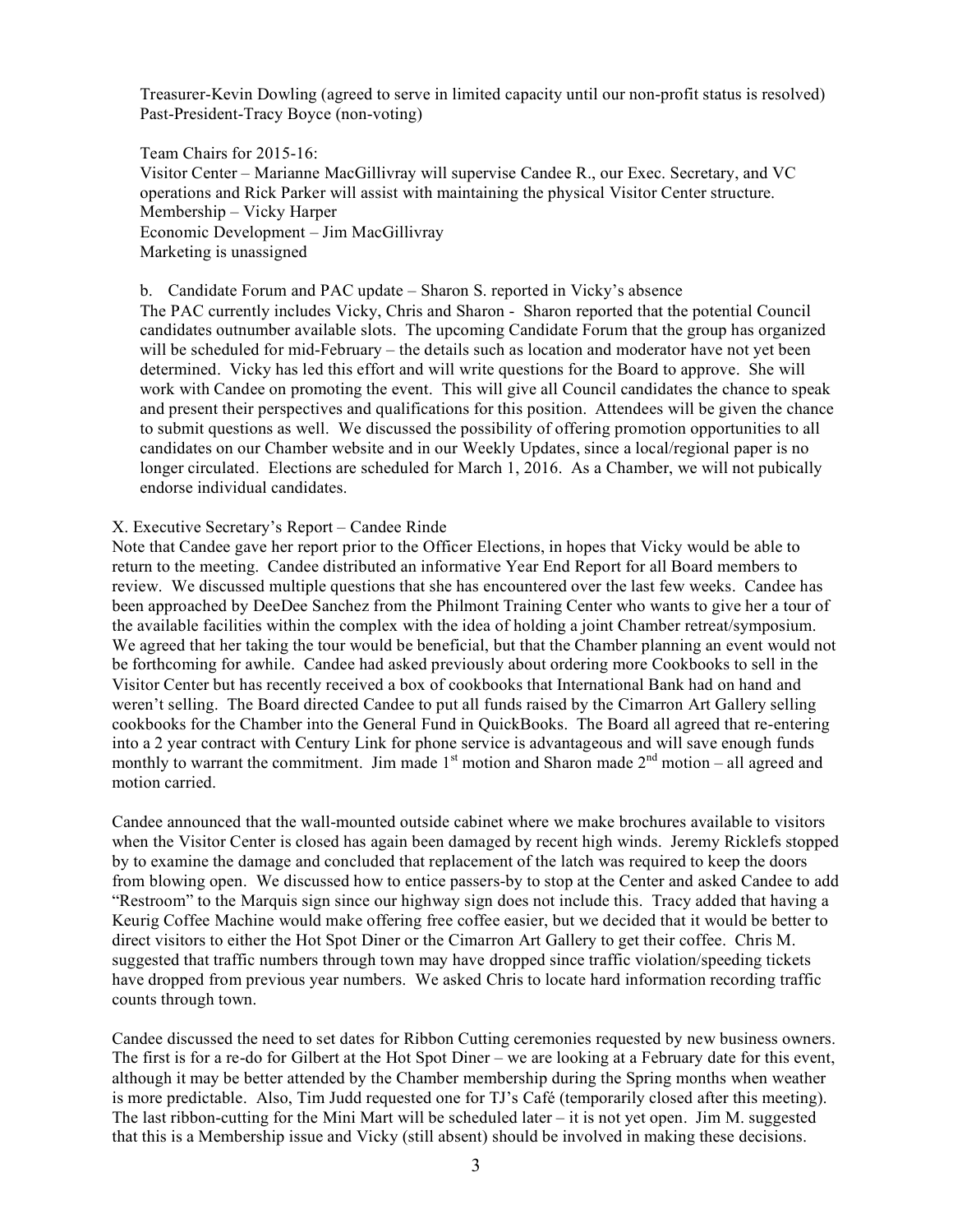Treasurer-Kevin Dowling (agreed to serve in limited capacity until our non-profit status is resolved)
Past-President-Tracy Boyce (non-voting)

Team Chairs for 2015-16:
Visitor Center – Marianne MacGillivray will supervise Candee R., our Exec. Secretary, and VC operations and Rick Parker will assist with maintaining the physical Visitor Center structure.
Membership – Vicky Harper
Economic Development – Jim MacGillivray
Marketing is unassigned

b. Candidate Forum and PAC update – Sharon S. reported in Vicky's absence
The PAC currently includes Vicky, Chris and Sharon - Sharon reported that the potential Council candidates outnumber available slots. The upcoming Candidate Forum that the group has organized will be scheduled for mid-February – the details such as location and moderator have not yet been determined. Vicky has led this effort and will write questions for the Board to approve. She will work with Candee on promoting the event. This will give all Council candidates the chance to speak and present their perspectives and qualifications for this position. Attendees will be given the chance to submit questions as well. We discussed the possibility of offering promotion opportunities to all candidates on our Chamber website and in our Weekly Updates, since a local/regional paper is no longer circulated. Elections are scheduled for March 1, 2016. As a Chamber, we will not pubically endorse individual candidates.

X. Executive Secretary's Report – Candee Rinde
Note that Candee gave her report prior to the Officer Elections, in hopes that Vicky would be able to return to the meeting. Candee distributed an informative Year End Report for all Board members to review. We discussed multiple questions that she has encountered over the last few weeks. Candee has been approached by DeeDee Sanchez from the Philmont Training Center who wants to give her a tour of the available facilities within the complex with the idea of holding a joint Chamber retreat/symposium. We agreed that her taking the tour would be beneficial, but that the Chamber planning an event would not be forthcoming for awhile. Candee had asked previously about ordering more Cookbooks to sell in the Visitor Center but has recently received a box of cookbooks that International Bank had on hand and weren't selling. The Board directed Candee to put all funds raised by the Cimarron Art Gallery selling cookbooks for the Chamber into the General Fund in QuickBooks. The Board all agreed that re-entering into a 2 year contract with Century Link for phone service is advantageous and will save enough funds monthly to warrant the commitment. Jim made 1st motion and Sharon made 2nd motion – all agreed and motion carried.

Candee announced that the wall-mounted outside cabinet where we make brochures available to visitors when the Visitor Center is closed has again been damaged by recent high winds. Jeremy Ricklefs stopped by to examine the damage and concluded that replacement of the latch was required to keep the doors from blowing open. We discussed how to entice passers-by to stop at the Center and asked Candee to add "Restroom" to the Marquis sign since our highway sign does not include this. Tracy added that having a Keurig Coffee Machine would make offering free coffee easier, but we decided that it would be better to direct visitors to either the Hot Spot Diner or the Cimarron Art Gallery to get their coffee. Chris M. suggested that traffic numbers through town may have dropped since traffic violation/speeding tickets have dropped from previous year numbers. We asked Chris to locate hard information recording traffic counts through town.

Candee discussed the need to set dates for Ribbon Cutting ceremonies requested by new business owners. The first is for a re-do for Gilbert at the Hot Spot Diner – we are looking at a February date for this event, although it may be better attended by the Chamber membership during the Spring months when weather is more predictable. Also, Tim Judd requested one for TJ's Café (temporarily closed after this meeting). The last ribbon-cutting for the Mini Mart will be scheduled later – it is not yet open. Jim M. suggested that this is a Membership issue and Vicky (still absent) should be involved in making these decisions.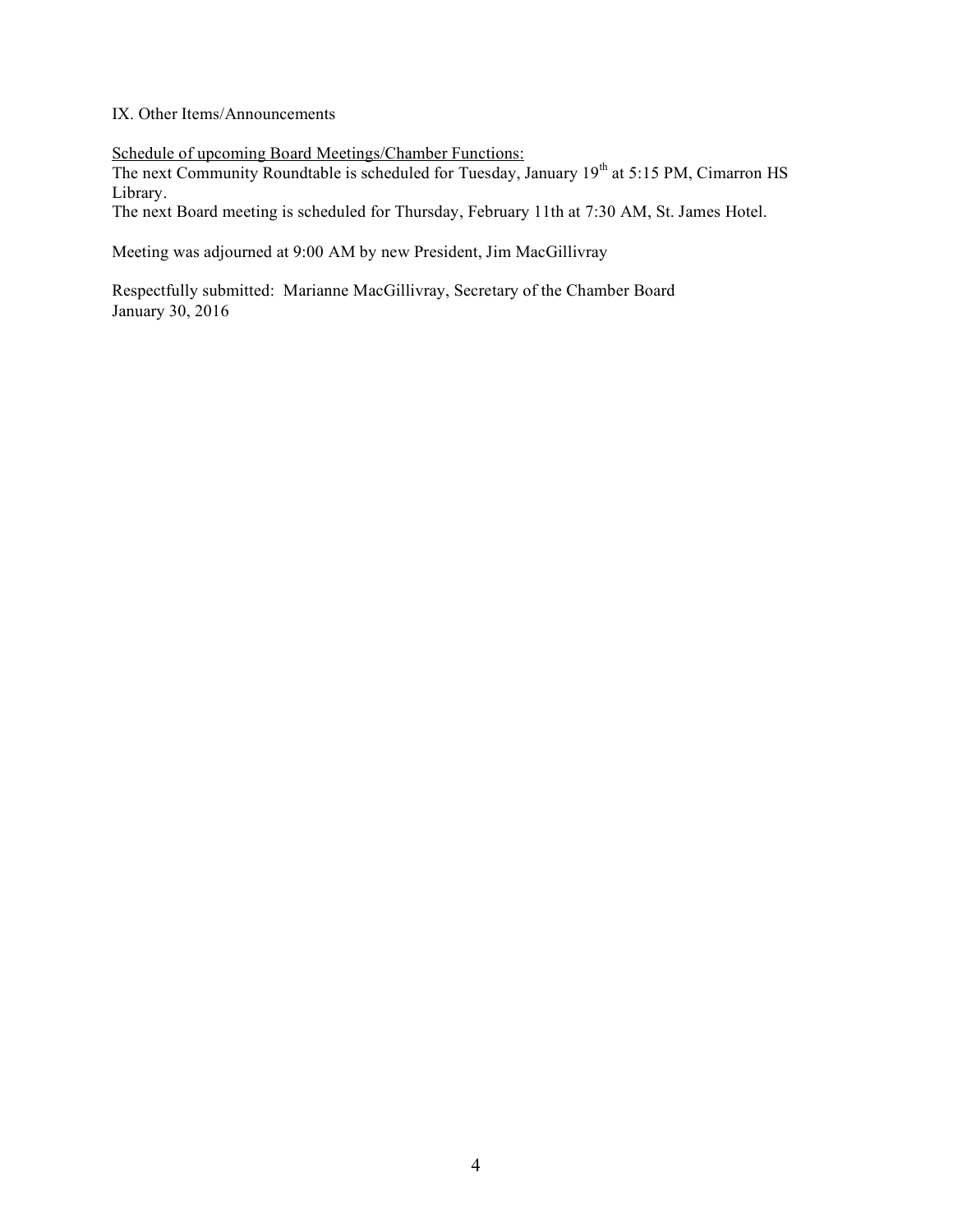IX. Other Items/Announcements

Schedule of upcoming Board Meetings/Chamber Functions:

The next Community Roundtable is scheduled for Tuesday, January 19th at 5:15 PM, Cimarron HS Library.

The next Board meeting is scheduled for Thursday, February 11th at 7:30 AM, St. James Hotel.

Meeting was adjourned at 9:00 AM by new President, Jim MacGillivray

Respectfully submitted: Marianne MacGillivray, Secretary of the Chamber Board
January 30, 2016